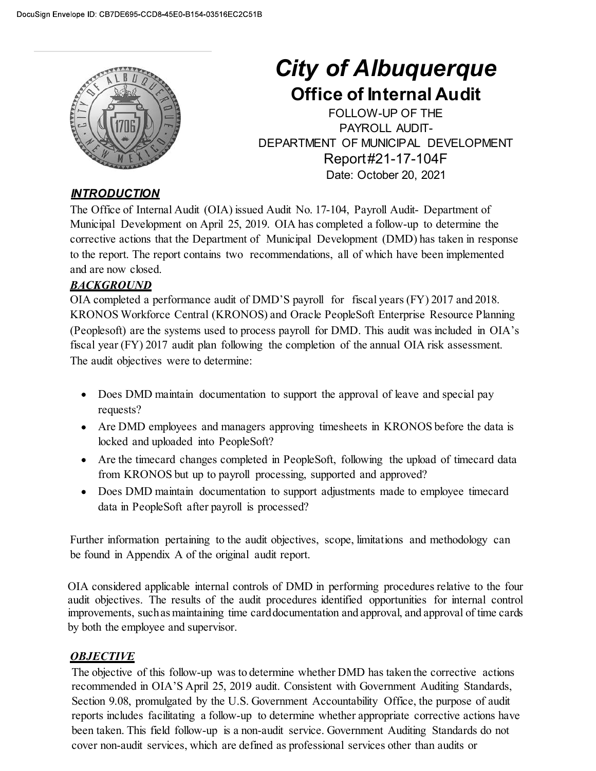# City of Albuquerque

## Office of Internal Audit

FOLLOW-UP OF THE
PAYROLL AUDIT-
DEPARTMENT OF MUNICIPAL DEVELOPMENT
Report#21-17-104F
Date: October 20, 2021

### *INTRODUCTION*

The Office of Internal Audit (OIA) issued Audit No. 17-104, Payroll Audit- Department of Municipal Development on April 25, 2019. OIA has completed a follow-up to determine the corrective actions that the Department of Municipal Development (DMD) has taken in response to the report. The report contains two recommendations, all of which have been implemented and are now closed.

### *BACKGROUND*

OIA completed a performance audit of DMD'S payroll for fiscal years (FY) 2017 and 2018. KRONOS Workforce Central (KRONOS) and Oracle PeopleSoft Enterprise Resource Planning (Peoplesoft) are the systems used to process payroll for DMD. This audit was included in OIA's fiscal year (FY) 2017 audit plan following the completion of the annual OIA risk assessment. The audit objectives were to determine:

- Does DMD maintain documentation to support the approval of leave and special pay requests?
- Are DMD employees and managers approving timesheets in KRONOS before the data is locked and uploaded into PeopleSoft?
- Are the timecard changes completed in PeopleSoft, following the upload of timecard data from KRONOS but up to payroll processing, supported and approved?
- Does DMD maintain documentation to support adjustments made to employee timecard data in PeopleSoft after payroll is processed?

Further information pertaining to the audit objectives, scope, limitations and methodology can be found in Appendix A of the original audit report.

OIA considered applicable internal controls of DMD in performing procedures relative to the four audit objectives. The results of the audit procedures identified opportunities for internal control improvements, such as maintaining time card documentation and approval, and approval of time cards by both the employee and supervisor.

### *OBJECTIVE*

The objective of this follow-up was to determine whether DMD has taken the corrective actions recommended in OIA'S April 25, 2019 audit. Consistent with Government Auditing Standards, Section 9.08, promulgated by the U.S. Government Accountability Office, the purpose of audit reports includes facilitating a follow-up to determine whether appropriate corrective actions have been taken. This field follow-up is a non-audit service. Government Auditing Standards do not cover non-audit services, which are defined as professional services other than audits or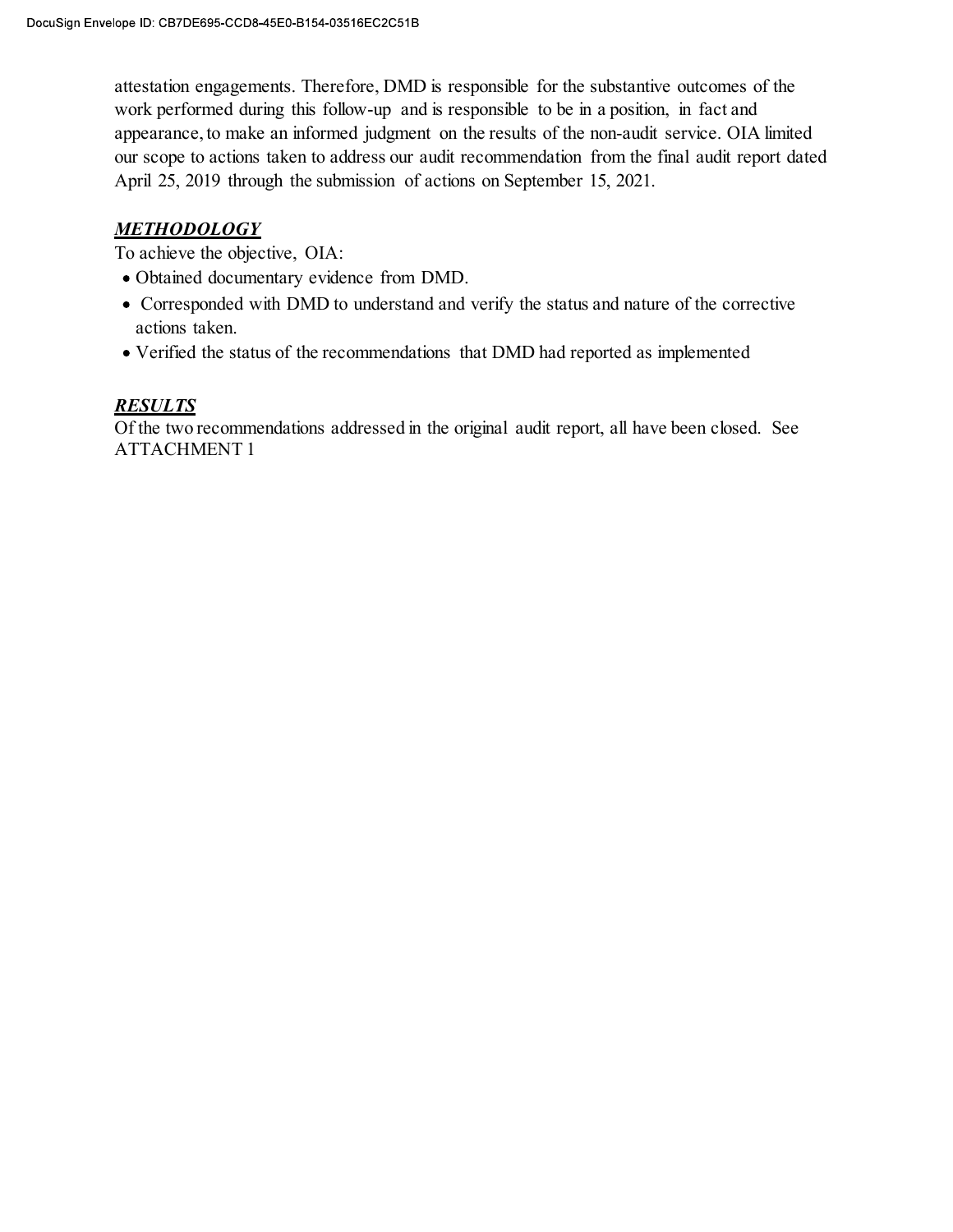attestation engagements. Therefore, DMD is responsible for the substantive outcomes of the work performed during this follow-up and is responsible to be in a position, in fact and appearance, to make an informed judgment on the results of the non-audit service. OIA limited our scope to actions taken to address our audit recommendation from the final audit report dated April 25, 2019 through the submission of actions on September 15, 2021.

***METHODOLOGY***

To achieve the objective, OIA:

- Obtained documentary evidence from DMD.
- Corresponded with DMD to understand and verify the status and nature of the corrective actions taken.
- Verified the status of the recommendations that DMD had reported as implemented

***RESULTS***

Of the two recommendations addressed in the original audit report, all have been closed. See ATTACHMENT 1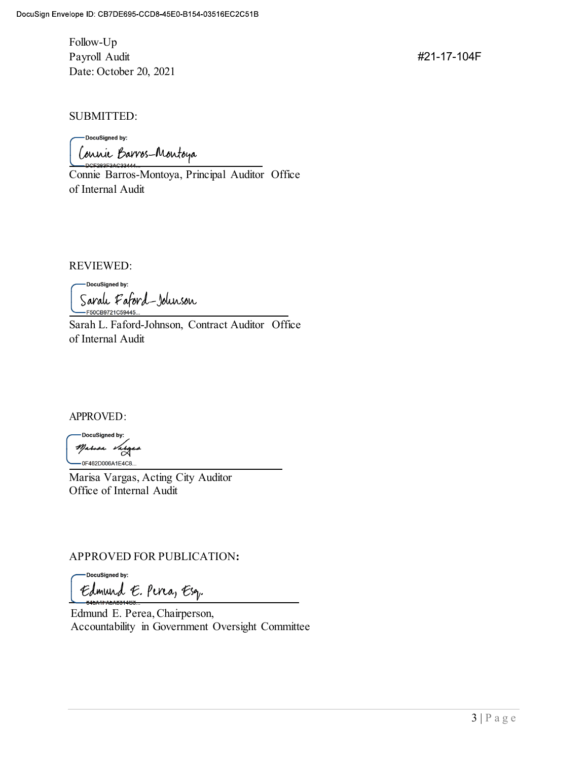Follow-Up
Payroll Audit #21-17-104F
Date: October 20, 2021

SUBMITTED:

DocuSigned by:
Connie Barros-Montoya
DCF283F3AC33444...

Connie Barros-Montoya, Principal Auditor Office of Internal Audit

REVIEWED:

DocuSigned by:
Sarah Faford-Johnson
F50CB9721C59445...

Sarah L. Faford-Johnson, Contract Auditor Office of Internal Audit

APPROVED:

DocuSigned by:
Marisa Vargas
0F462D006A1E4C8...

Marisa Vargas, Acting City Auditor
Office of Internal Audit

APPROVED FOR PUBLICATION:

DocuSigned by:
Edmund E. Perea, Esq.
545A1FA5A5314C3...

Edmund E. Perea, Chairperson,
Accountability in Government Oversight Committee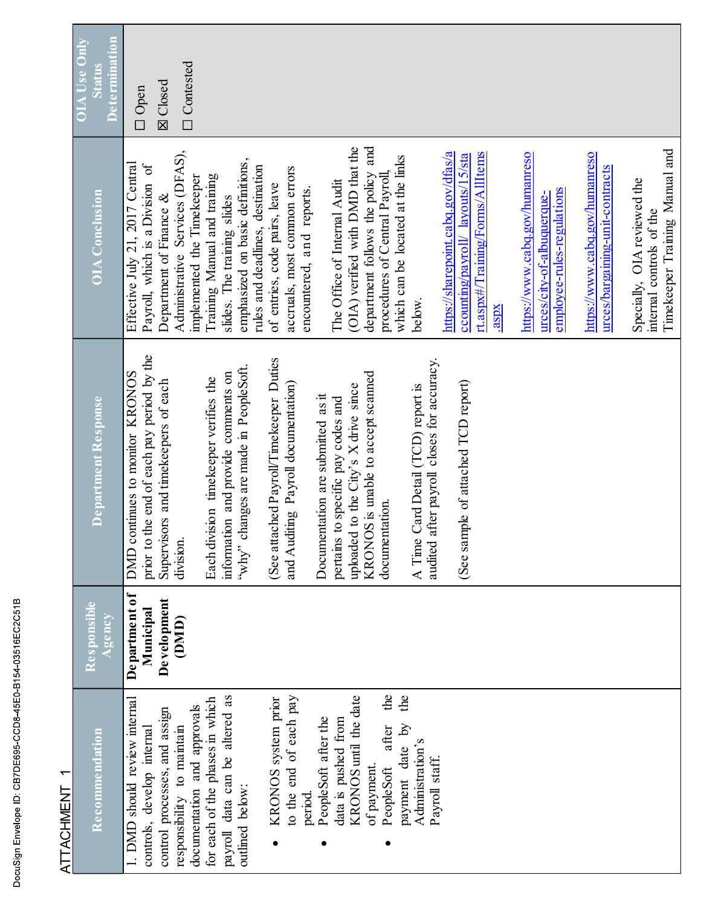DocuSign Envelope ID: CB7DE695-CCD8-45E0-B154-03516EC2C51B

ATTACHMENT 1

| Recommendation | Responsible Agency | Department Response | OIA Conclusion | OIA Use Only Status Determination |
|---|---|---|---|---|
| 1. DMD should review internal controls, develop internal control processes, and assign responsibility to maintain documentation and approvals for each of the phases in which payroll data can be altered as outlined below:<br>• KRONOS system prior to the end of each pay period.<br>• PeopleSoft after the data is pushed from KRONOS until the date of payment.<br>• PeopleSoft after the payment date by the Administration's Payroll staff. | **Department of Municipal Development (DMD)** | DMD continues to monitor KRONOS prior to the end of each pay period by the Supervisors and timekeepers of each division.<br><br>Each division timekeeper verifies the information and provide comments on "why" changes are made in PeopleSoft.<br><br>(See attached Payroll/Timekeeper Duties and Auditing Payroll documentation)<br><br>Documentation are submitted as it pertains to specific pay codes and uploaded to the City's X drive since KRONOS is unable to accept scanned documentation.<br><br>A Time Card Detail (TCD) report is audited after payroll closes for accuracy.<br><br>(See sample of attached TCD report) | Effective July 21, 2017 Central Payroll, which is a Division of Department of Finance & Administrative Services (DFAS), implemented the Timekeeper Training Manual and training slides. The training slides emphasized on basic definitions, rules and deadlines, destination of entries, code pairs, leave accruals, most common errors encountered, and reports.<br><br>The Office of Internal Audit (OIA) verified with DMD that the department follows the policy and procedures of Central Payroll, which can be located at the links below.<br><br>https://sharepoint.cabq.gov/dfas/accounting/payroll/_layouts/15/start.aspx#/Training/Forms/AllItems.aspx<br><br>https://www.cabq.gov/humanresources/city-of-albuquerque-employee-rules-regulations<br><br>https://www.cabq.gov/humanresources/bargaining-unit-contracts<br><br>Specially, OIA reviewed the internal controls of the Timekeeper Training Manual and | ☐ Open<br>☒ Closed<br>☐ Contested |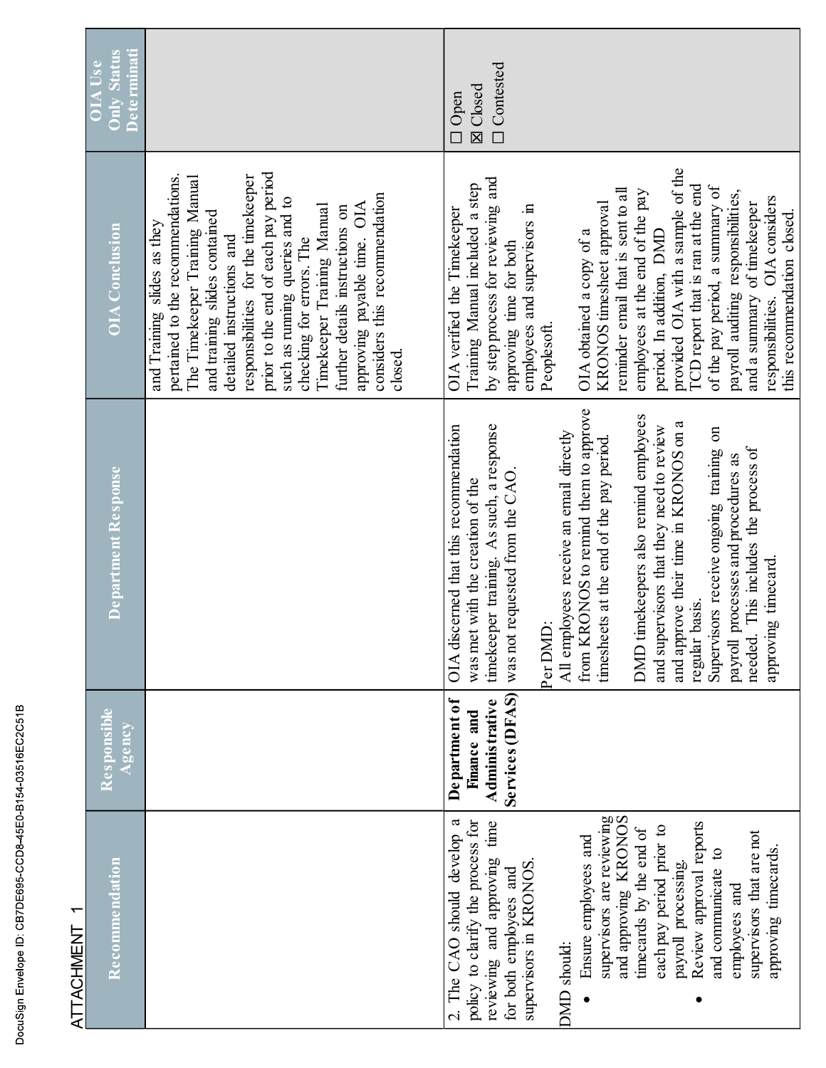DocuSign Envelope ID: CB7DE695-CCD8-45E0-B154-03516EC2C51B

ATTACHMENT 1

| Recommendation | Responsible Agency | Department Response | OIA Conclusion | OIA Use Only Status Determinati |
|---|---|---|---|---|
| | | | and Training slides as they pertained to the recommendations. The Timekeeper Training Manual and training slides contained detailed instructions and responsibilities for the timekeeper prior to the end of each pay period such as running queries and to checking for errors. The Timekeeper Training Manual further details instructions on approving payable time. OIA considers this recommendation closed. | |
| 2. The CAO should develop a policy to clarify the process for reviewing and approving time for both employees and supervisors in KRONOS.<br><br>DMD should:<br>• Ensure employees and supervisors are reviewing and approving KRONOS timecards by the end of each pay period prior to payroll processing.<br>• Review approval reports and communicate to employees and supervisors that are not approving timecards. | **Department of Finance and Administrative Services (DFAS)** | OIA discerned that this recommendation was met with the creation of the timekeeper training. As such, a response was not requested from the CAO.<br><br>Per DMD:<br>All employees receive an email directly from KRONOS to remind them to approve timesheets at the end of the pay period.<br><br>DMD timekeepers also remind employees and supervisors that they need to review and approve their time in KRONOS on a regular basis.<br>Supervisors receive ongoing training on payroll processes and procedures as needed. This includes the process of approving timecard. | OIA verified the Timekeeper Training Manual included a step by step process for reviewing and approving time for both employees and supervisors in Peoplesoft.<br><br>OIA obtained a copy of a KRONOS timesheet approval reminder email that is sent to all employees at the end of the pay period. In addition, DMD provided OIA with a sample of the TCD report that is ran at the end of the pay period, a summary of payroll auditing responsibilities, and a summary of timekeeper responsibilities. OIA considers this recommendation closed. | ☐ Open<br>☒ Closed<br>☐ Contested |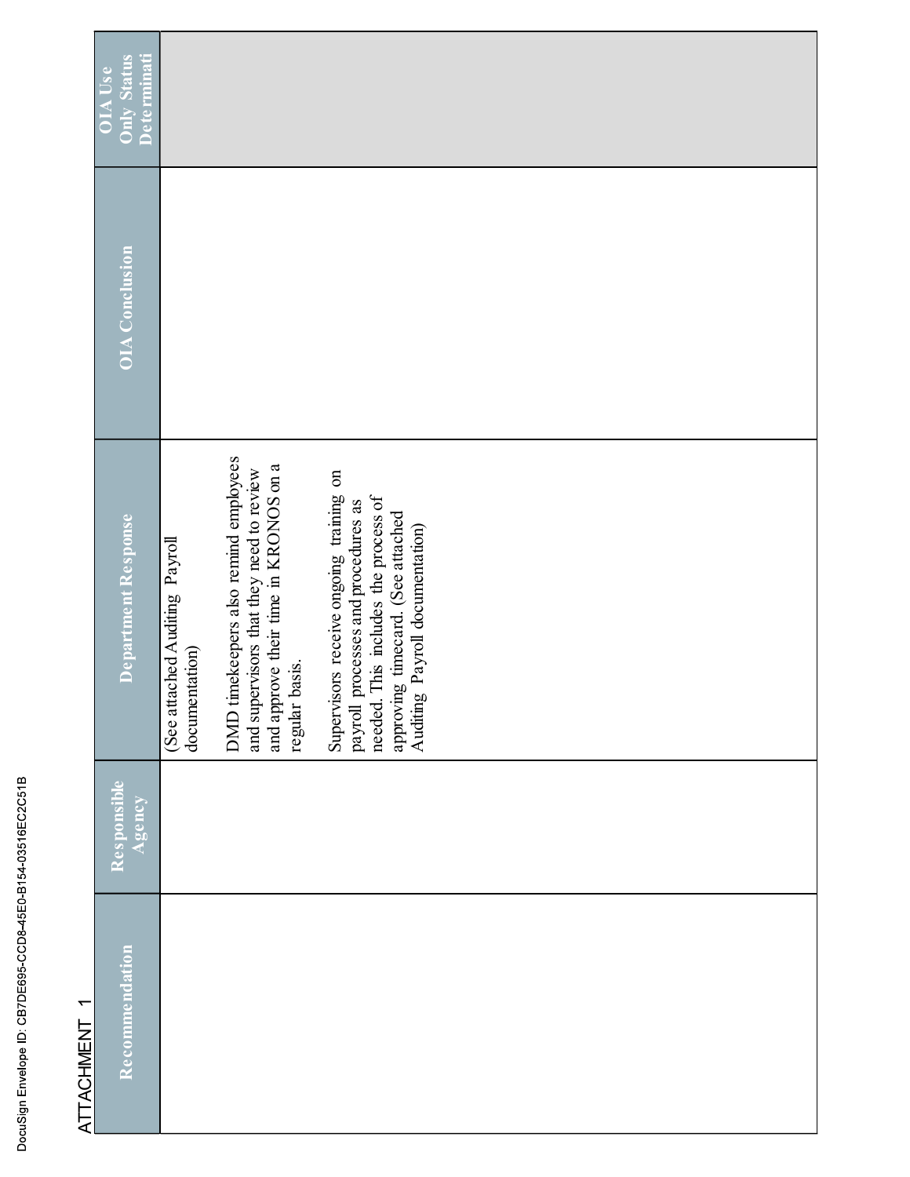ATTACHMENT 1

| Recommendation | Responsible Agency | Department Response | OIA Conclusion | OIA Use Only Status Determinati |
|---|---|---|---|---|
| | | (See attached Auditing Payroll documentation)<br><br>DMD timekeepers also remind employees and supervisors that they need to review and approve their time in KRONOS on a regular basis.<br><br>Supervisors receive ongoing training on payroll processes and procedures as needed. This includes the process of approving timecard. (See attached Auditing Payroll documentation) | | |